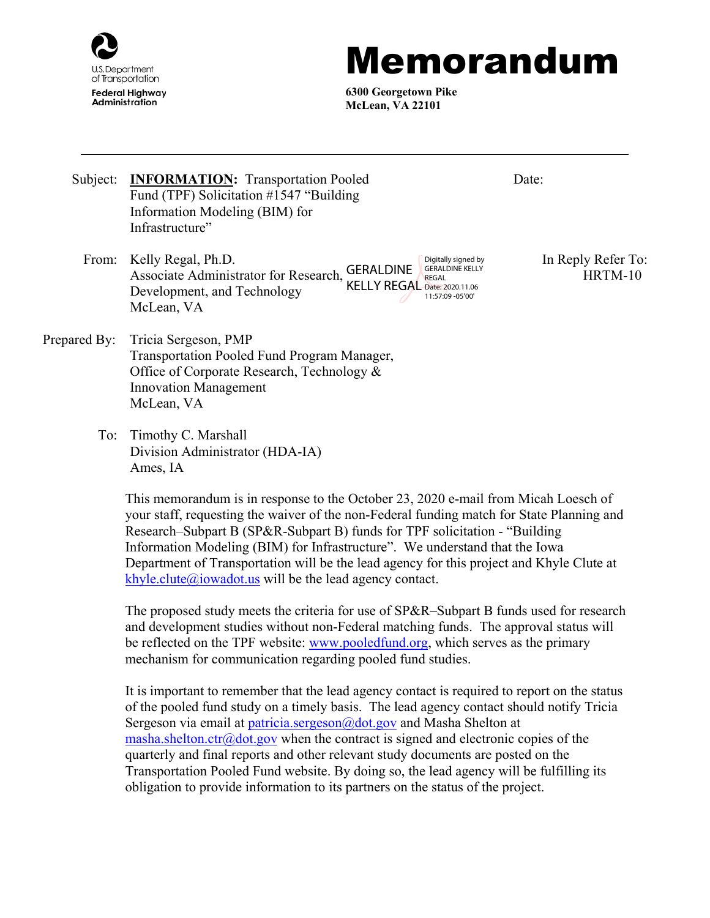U.S. Department of Transportation
Federal Highway Administration

# Memorandum

**6300 Georgetown Pike**
**McLean, VA 22101**

---

Subject: **INFORMATION:** Transportation Pooled Fund (TPF) Solicitation #1547 "Building Information Modeling (BIM) for Infrastructure"

Date:

From: Kelly Regal, Ph.D.
Associate Administrator for Research, Development, and Technology
McLean, VA

GERALDINE KELLY REGAL
Digitally signed by GERALDINE KELLY REGAL
Date: 2020.11.06 11:57:09 -05'00'

In Reply Refer To: HRTM-10

Prepared By: Tricia Sergeson, PMP
Transportation Pooled Fund Program Manager,
Office of Corporate Research, Technology & Innovation Management
McLean, VA

To: Timothy C. Marshall
Division Administrator (HDA-IA)
Ames, IA

This memorandum is in response to the October 23, 2020 e-mail from Micah Loesch of your staff, requesting the waiver of the non-Federal funding match for State Planning and Research–Subpart B (SP&R-Subpart B) funds for TPF solicitation - "Building Information Modeling (BIM) for Infrastructure". We understand that the Iowa Department of Transportation will be the lead agency for this project and Khyle Clute at khyle.clute@iowadot.us will be the lead agency contact.

The proposed study meets the criteria for use of SP&R–Subpart B funds used for research and development studies without non-Federal matching funds. The approval status will be reflected on the TPF website: www.pooledfund.org, which serves as the primary mechanism for communication regarding pooled fund studies.

It is important to remember that the lead agency contact is required to report on the status of the pooled fund study on a timely basis. The lead agency contact should notify Tricia Sergeson via email at patricia.sergeson@dot.gov and Masha Shelton at masha.shelton.ctr@dot.gov when the contract is signed and electronic copies of the quarterly and final reports and other relevant study documents are posted on the Transportation Pooled Fund website. By doing so, the lead agency will be fulfilling its obligation to provide information to its partners on the status of the project.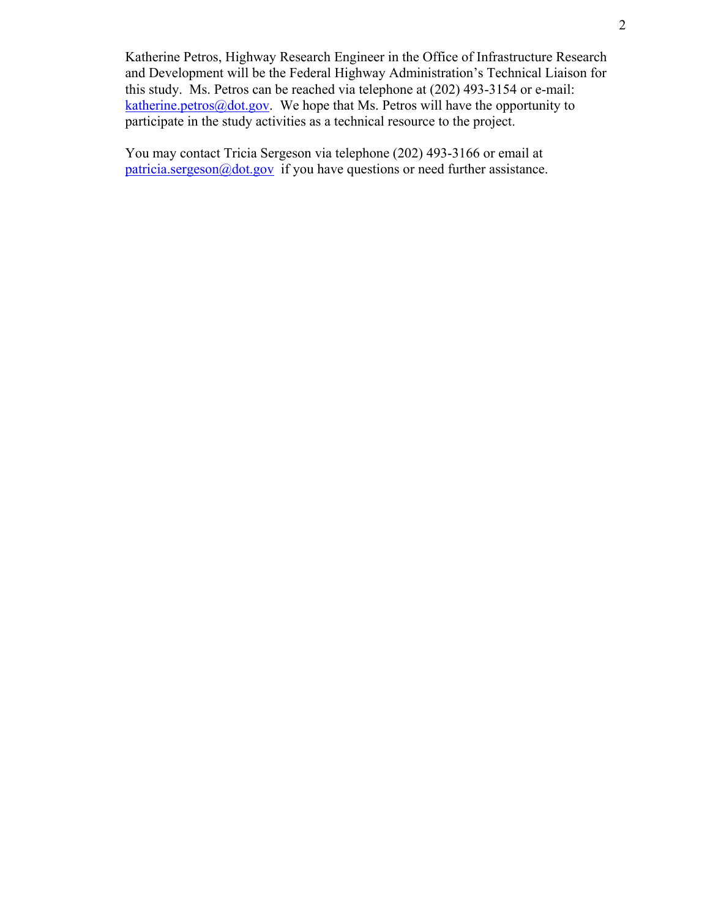Katherine Petros, Highway Research Engineer in the Office of Infrastructure Research and Development will be the Federal Highway Administration's Technical Liaison for this study. Ms. Petros can be reached via telephone at (202) 493-3154 or e-mail: katherine.petros@dot.gov. We hope that Ms. Petros will have the opportunity to participate in the study activities as a technical resource to the project.

You may contact Tricia Sergeson via telephone (202) 493-3166 or email at patricia.sergeson@dot.gov if you have questions or need further assistance.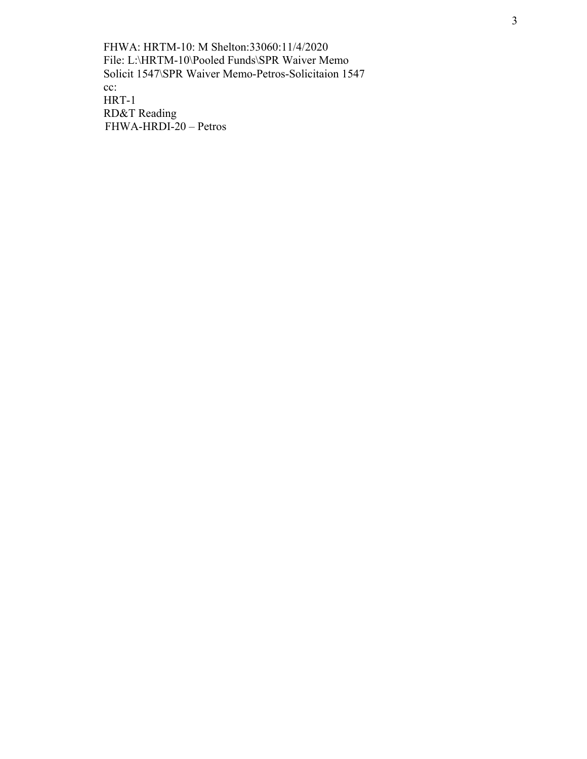FHWA: HRTM-10: M Shelton:33060:11/4/2020
File: L:\HRTM-10\Pooled Funds\SPR Waiver Memo Solicit 1547\SPR Waiver Memo-Petros-Solicitaion 1547
cc:
HRT-1
RD&T Reading
FHWA-HRDI-20 – Petros